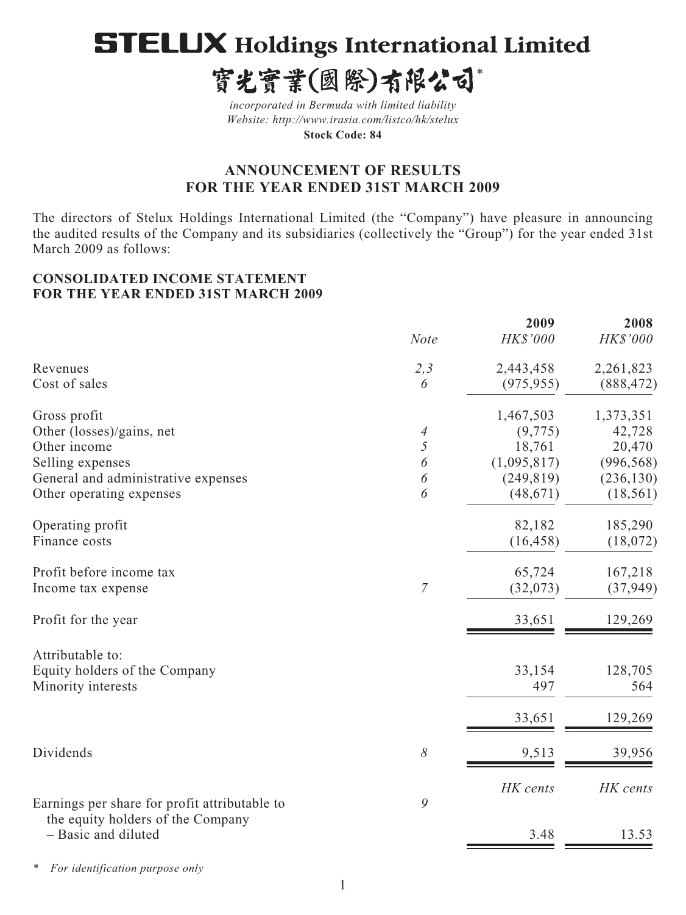# STELUX Holdings International Limited

# 寶光實業(國際)有限公司*

*incorporated in Bermuda with limited liability*
*Website: http://www.irasia.com/listco/hk/stelux*
**Stock Code: 84**

## ANNOUNCEMENT OF RESULTS FOR THE YEAR ENDED 31ST MARCH 2009

The directors of Stelux Holdings International Limited (the "Company") have pleasure in announcing the audited results of the Company and its subsidiaries (collectively the "Group") for the year ended 31st March 2009 as follows:

### CONSOLIDATED INCOME STATEMENT FOR THE YEAR ENDED 31ST MARCH 2009

| | Note | 2009 HK$'000 | 2008 HK$'000 |
|---|---|---|---|
| Revenues | 2,3 | 2,443,458 | 2,261,823 |
| Cost of sales | 6 | (975,955) | (888,472) |
| Gross profit | | 1,467,503 | 1,373,351 |
| Other (losses)/gains, net | 4 | (9,775) | 42,728 |
| Other income | 5 | 18,761 | 20,470 |
| Selling expenses | 6 | (1,095,817) | (996,568) |
| General and administrative expenses | 6 | (249,819) | (236,130) |
| Other operating expenses | 6 | (48,671) | (18,561) |
| Operating profit | | 82,182 | 185,290 |
| Finance costs | | (16,458) | (18,072) |
| Profit before income tax | | 65,724 | 167,218 |
| Income tax expense | 7 | (32,073) | (37,949) |
| Profit for the year | | 33,651 | 129,269 |
| Attributable to: | | | |
| Equity holders of the Company | | 33,154 | 128,705 |
| Minority interests | | 497 | 564 |
| | | 33,651 | 129,269 |
| Dividends | 8 | 9,513 | 39,956 |
| | | HK cents | HK cents |
| Earnings per share for profit attributable to the equity holders of the Company | 9 | | |
| – Basic and diluted | | 3.48 | 13.53 |

\* *For identification purpose only*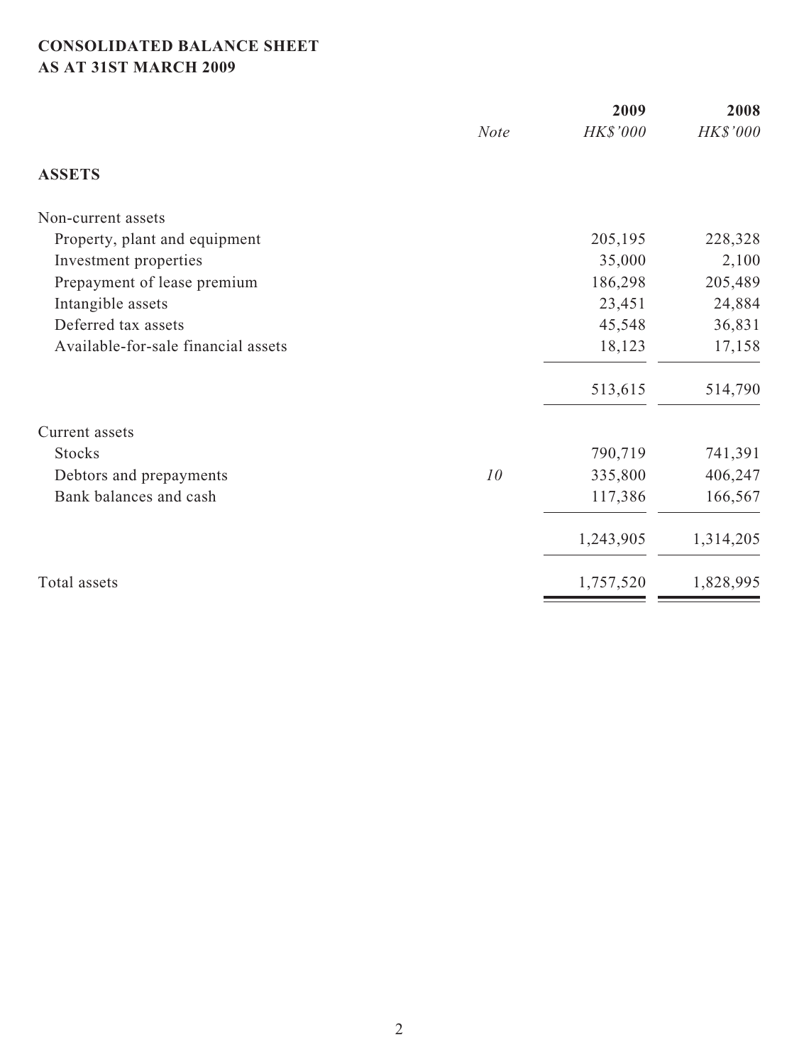**CONSOLIDATED BALANCE SHEET**
**AS AT 31ST MARCH 2009**

| | *Note* | **2009** *HK$'000* | **2008** *HK$'000* |
|---|---|---|---|
| **ASSETS** | | | |
| Non-current assets | | | |
| Property, plant and equipment | | 205,195 | 228,328 |
| Investment properties | | 35,000 | 2,100 |
| Prepayment of lease premium | | 186,298 | 205,489 |
| Intangible assets | | 23,451 | 24,884 |
| Deferred tax assets | | 45,548 | 36,831 |
| Available-for-sale financial assets | | 18,123 | 17,158 |
| | | 513,615 | 514,790 |
| Current assets | | | |
| Stocks | | 790,719 | 741,391 |
| Debtors and prepayments | *10* | 335,800 | 406,247 |
| Bank balances and cash | | 117,386 | 166,567 |
| | | 1,243,905 | 1,314,205 |
| Total assets | | 1,757,520 | 1,828,995 |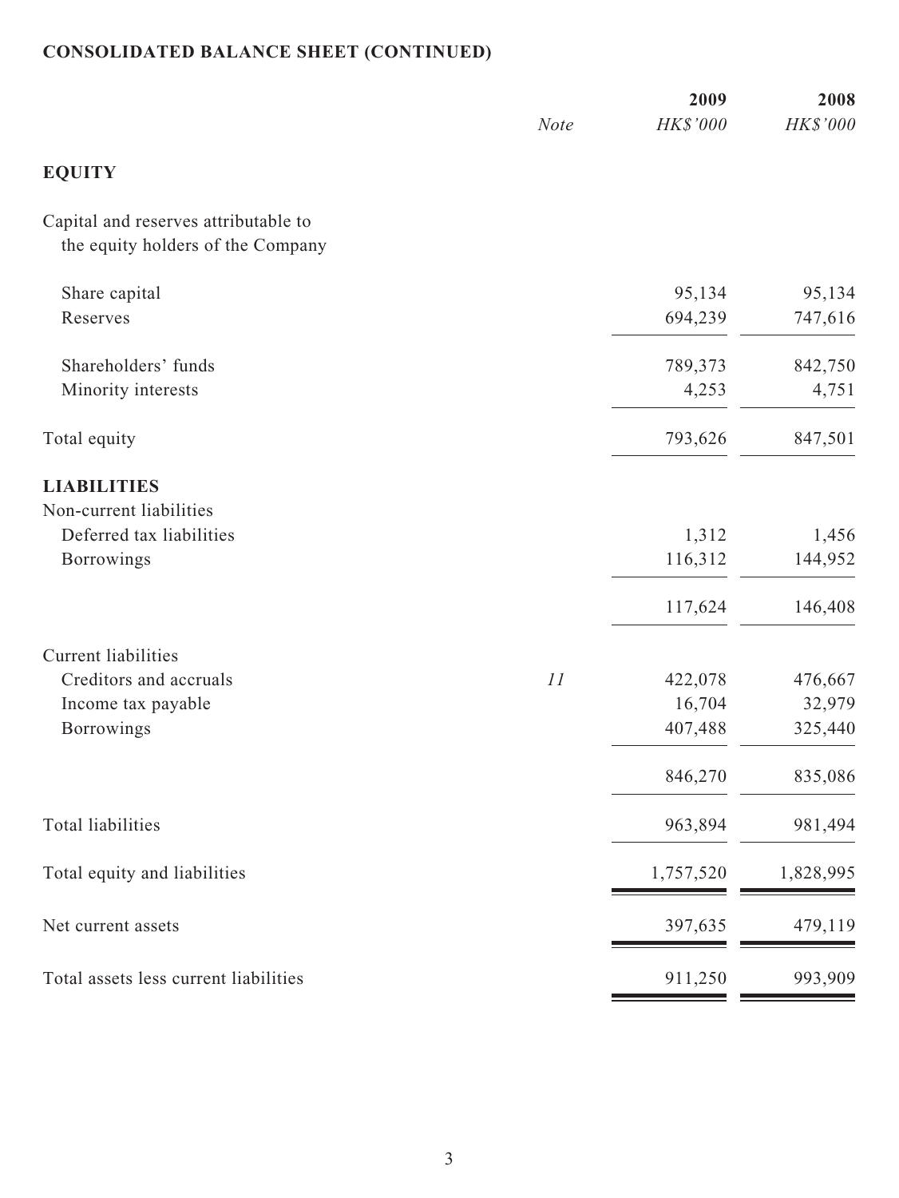## CONSOLIDATED BALANCE SHEET (CONTINUED)

| | Note | 2009 | 2008 |
|---|---|---|---|
| | | *HK$'000* | *HK$'000* |
| **EQUITY** | | | |
| Capital and reserves attributable to the equity holders of the Company | | | |
| Share capital | | 95,134 | 95,134 |
| Reserves | | 694,239 | 747,616 |
| Shareholders' funds | | 789,373 | 842,750 |
| Minority interests | | 4,253 | 4,751 |
| Total equity | | 793,626 | 847,501 |
| **LIABILITIES** | | | |
| Non-current liabilities | | | |
| Deferred tax liabilities | | 1,312 | 1,456 |
| Borrowings | | 116,312 | 144,952 |
| | | 117,624 | 146,408 |
| Current liabilities | | | |
| Creditors and accruals | *11* | 422,078 | 476,667 |
| Income tax payable | | 16,704 | 32,979 |
| Borrowings | | 407,488 | 325,440 |
| | | 846,270 | 835,086 |
| Total liabilities | | 963,894 | 981,494 |
| Total equity and liabilities | | 1,757,520 | 1,828,995 |
| Net current assets | | 397,635 | 479,119 |
| Total assets less current liabilities | | 911,250 | 993,909 |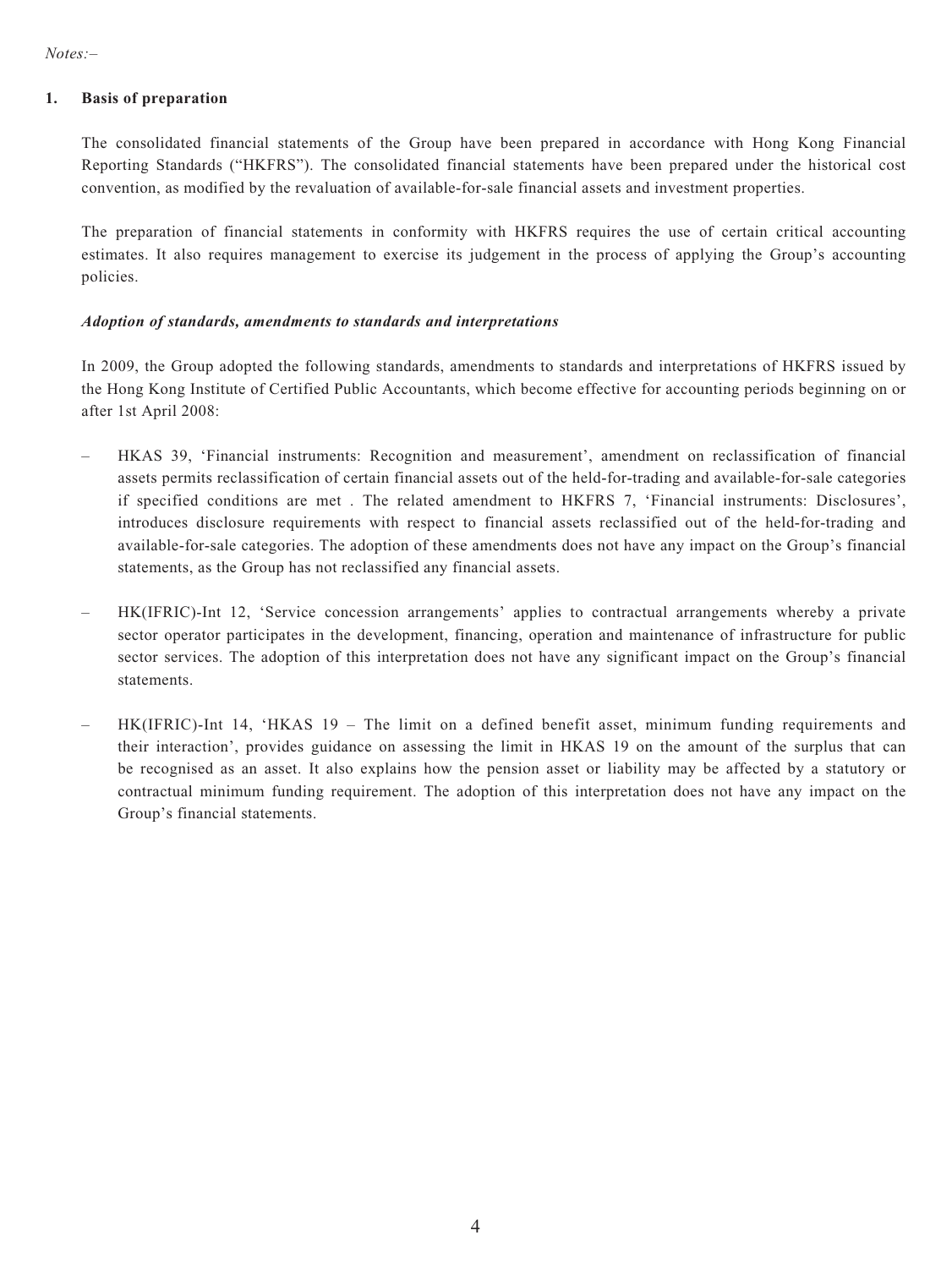*Notes:–*

## 1. Basis of preparation

The consolidated financial statements of the Group have been prepared in accordance with Hong Kong Financial Reporting Standards ("HKFRS"). The consolidated financial statements have been prepared under the historical cost convention, as modified by the revaluation of available-for-sale financial assets and investment properties.

The preparation of financial statements in conformity with HKFRS requires the use of certain critical accounting estimates. It also requires management to exercise its judgement in the process of applying the Group's accounting policies.

***Adoption of standards, amendments to standards and interpretations***

In 2009, the Group adopted the following standards, amendments to standards and interpretations of HKFRS issued by the Hong Kong Institute of Certified Public Accountants, which become effective for accounting periods beginning on or after 1st April 2008:

– HKAS 39, 'Financial instruments: Recognition and measurement', amendment on reclassification of financial assets permits reclassification of certain financial assets out of the held-for-trading and available-for-sale categories if specified conditions are met . The related amendment to HKFRS 7, 'Financial instruments: Disclosures', introduces disclosure requirements with respect to financial assets reclassified out of the held-for-trading and available-for-sale categories. The adoption of these amendments does not have any impact on the Group's financial statements, as the Group has not reclassified any financial assets.

– HK(IFRIC)-Int 12, 'Service concession arrangements' applies to contractual arrangements whereby a private sector operator participates in the development, financing, operation and maintenance of infrastructure for public sector services. The adoption of this interpretation does not have any significant impact on the Group's financial statements.

– HK(IFRIC)-Int 14, 'HKAS 19 – The limit on a defined benefit asset, minimum funding requirements and their interaction', provides guidance on assessing the limit in HKAS 19 on the amount of the surplus that can be recognised as an asset. It also explains how the pension asset or liability may be affected by a statutory or contractual minimum funding requirement. The adoption of this interpretation does not have any impact on the Group's financial statements.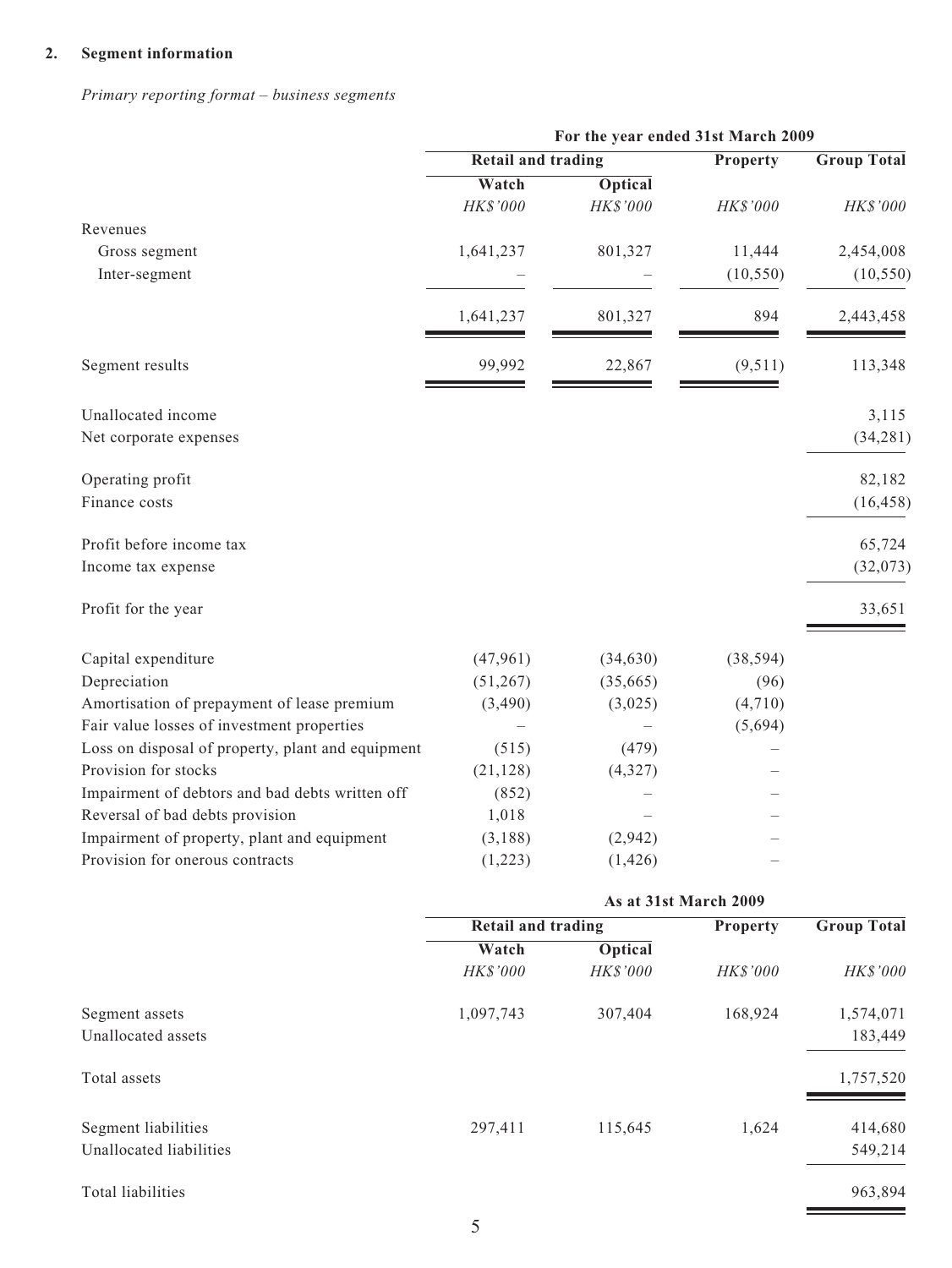## 2. Segment information

*Primary reporting format – business segments*

| | For the year ended 31st March 2009 | | | |
|---|---|---|---|---|
| | Retail and trading | | Property | Group Total |
| | Watch | Optical | | |
| | *HK$'000* | *HK$'000* | *HK$'000* | *HK$'000* |
| Revenues | | | | |
| Gross segment | 1,641,237 | 801,327 | 11,444 | 2,454,008 |
| Inter-segment | – | – | (10,550) | (10,550) |
| | 1,641,237 | 801,327 | 894 | 2,443,458 |
| Segment results | 99,992 | 22,867 | (9,511) | 113,348 |
| Unallocated income | | | | 3,115 |
| Net corporate expenses | | | | (34,281) |
| Operating profit | | | | 82,182 |
| Finance costs | | | | (16,458) |
| Profit before income tax | | | | 65,724 |
| Income tax expense | | | | (32,073) |
| Profit for the year | | | | 33,651 |
| Capital expenditure | (47,961) | (34,630) | (38,594) | |
| Depreciation | (51,267) | (35,665) | (96) | |
| Amortisation of prepayment of lease premium | (3,490) | (3,025) | (4,710) | |
| Fair value losses of investment properties | – | – | (5,694) | |
| Loss on disposal of property, plant and equipment | (515) | (479) | – | |
| Provision for stocks | (21,128) | (4,327) | – | |
| Impairment of debtors and bad debts written off | (852) | – | – | |
| Reversal of bad debts provision | 1,018 | – | – | |
| Impairment of property, plant and equipment | (3,188) | (2,942) | – | |
| Provision for onerous contracts | (1,223) | (1,426) | – | |

| | As at 31st March 2009 | | | |
|---|---|---|---|---|
| | Retail and trading | | Property | Group Total |
| | Watch | Optical | | |
| | *HK$'000* | *HK$'000* | *HK$'000* | *HK$'000* |
| Segment assets | 1,097,743 | 307,404 | 168,924 | 1,574,071 |
| Unallocated assets | | | | 183,449 |
| Total assets | | | | 1,757,520 |
| Segment liabilities | 297,411 | 115,645 | 1,624 | 414,680 |
| Unallocated liabilities | | | | 549,214 |
| Total liabilities | | | | 963,894 |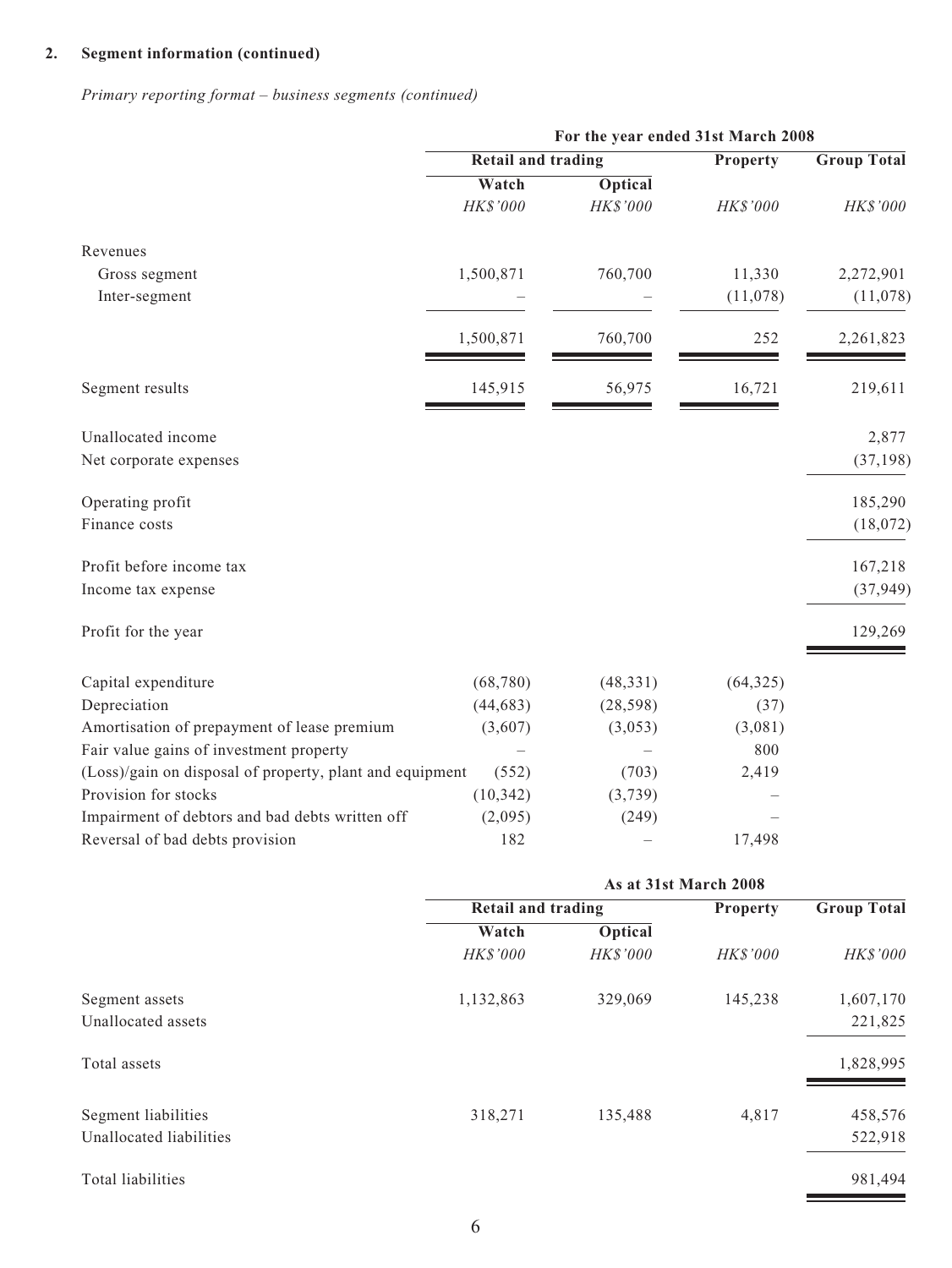## 2. Segment information (continued)

*Primary reporting format – business segments (continued)*

| | For the year ended 31st March 2008 | | | |
|---|---|---|---|---|
| | Retail and trading | | Property | Group Total |
| | Watch | Optical | | |
| | *HK$'000* | *HK$'000* | *HK$'000* | *HK$'000* |
| Revenues | | | | |
| Gross segment | 1,500,871 | 760,700 | 11,330 | 2,272,901 |
| Inter-segment | – | – | (11,078) | (11,078) |
| | 1,500,871 | 760,700 | 252 | 2,261,823 |
| Segment results | 145,915 | 56,975 | 16,721 | 219,611 |
| Unallocated income | | | | 2,877 |
| Net corporate expenses | | | | (37,198) |
| Operating profit | | | | 185,290 |
| Finance costs | | | | (18,072) |
| Profit before income tax | | | | 167,218 |
| Income tax expense | | | | (37,949) |
| Profit for the year | | | | 129,269 |
| Capital expenditure | (68,780) | (48,331) | (64,325) | |
| Depreciation | (44,683) | (28,598) | (37) | |
| Amortisation of prepayment of lease premium | (3,607) | (3,053) | (3,081) | |
| Fair value gains of investment property | – | – | 800 | |
| (Loss)/gain on disposal of property, plant and equipment | (552) | (703) | 2,419 | |
| Provision for stocks | (10,342) | (3,739) | – | |
| Impairment of debtors and bad debts written off | (2,095) | (249) | – | |
| Reversal of bad debts provision | 182 | – | 17,498 | |

| | As at 31st March 2008 | | | |
|---|---|---|---|---|
| | Retail and trading | | Property | Group Total |
| | Watch | Optical | | |
| | *HK$'000* | *HK$'000* | *HK$'000* | *HK$'000* |
| Segment assets | 1,132,863 | 329,069 | 145,238 | 1,607,170 |
| Unallocated assets | | | | 221,825 |
| Total assets | | | | 1,828,995 |
| Segment liabilities | 318,271 | 135,488 | 4,817 | 458,576 |
| Unallocated liabilities | | | | 522,918 |
| Total liabilities | | | | 981,494 |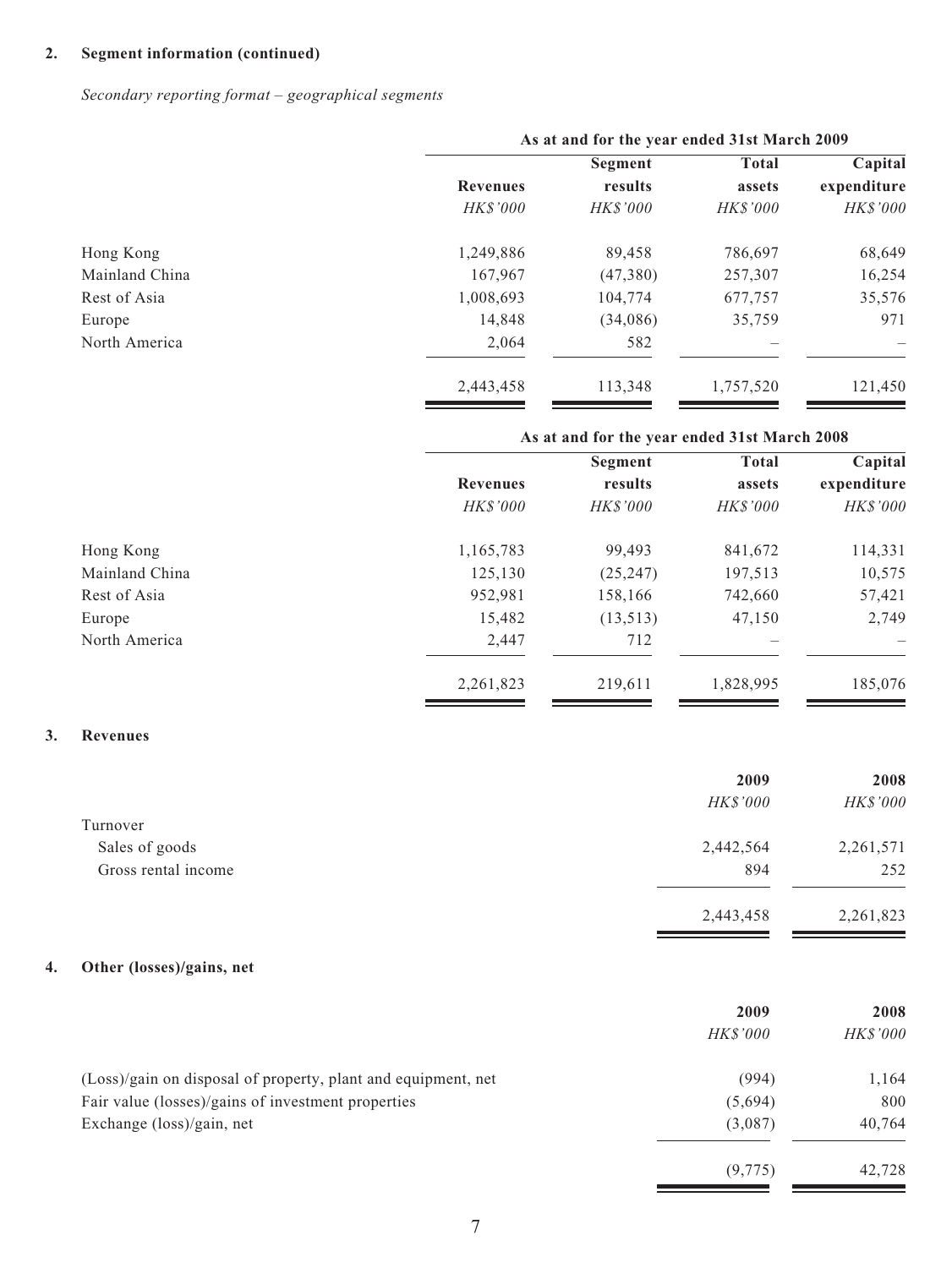## 2. Segment information (continued)

*Secondary reporting format – geographical segments*

| | As at and for the year ended 31st March 2009 | | | |
|---|---|---|---|---|
| | Revenues | Segment results | Total assets | Capital expenditure |
| | *HK$'000* | *HK$'000* | *HK$'000* | *HK$'000* |
| Hong Kong | 1,249,886 | 89,458 | 786,697 | 68,649 |
| Mainland China | 167,967 | (47,380) | 257,307 | 16,254 |
| Rest of Asia | 1,008,693 | 104,774 | 677,757 | 35,576 |
| Europe | 14,848 | (34,086) | 35,759 | 971 |
| North America | 2,064 | 582 | – | – |
| | 2,443,458 | 113,348 | 1,757,520 | 121,450 |

| | As at and for the year ended 31st March 2008 | | | |
|---|---|---|---|---|
| | Revenues | Segment results | Total assets | Capital expenditure |
| | *HK$'000* | *HK$'000* | *HK$'000* | *HK$'000* |
| Hong Kong | 1,165,783 | 99,493 | 841,672 | 114,331 |
| Mainland China | 125,130 | (25,247) | 197,513 | 10,575 |
| Rest of Asia | 952,981 | 158,166 | 742,660 | 57,421 |
| Europe | 15,482 | (13,513) | 47,150 | 2,749 |
| North America | 2,447 | 712 | – | – |
| | 2,261,823 | 219,611 | 1,828,995 | 185,076 |

## 3. Revenues

| | 2009 | 2008 |
|---|---|---|
| | *HK$'000* | *HK$'000* |
| Turnover | | |
| Sales of goods | 2,442,564 | 2,261,571 |
| Gross rental income | 894 | 252 |
| | 2,443,458 | 2,261,823 |

## 4. Other (losses)/gains, net

| | 2009 | 2008 |
|---|---|---|
| | *HK$'000* | *HK$'000* |
| (Loss)/gain on disposal of property, plant and equipment, net | (994) | 1,164 |
| Fair value (losses)/gains of investment properties | (5,694) | 800 |
| Exchange (loss)/gain, net | (3,087) | 40,764 |
| | (9,775) | 42,728 |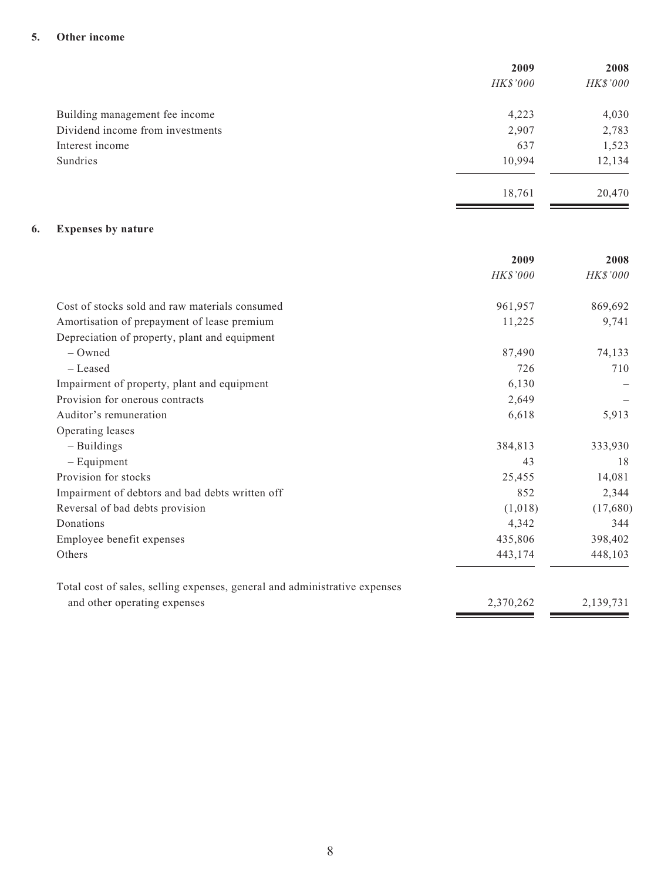## 5. Other income

| | 2009 | 2008 |
|---|---|---|
| | *HK$'000* | *HK$'000* |
| Building management fee income | 4,223 | 4,030 |
| Dividend income from investments | 2,907 | 2,783 |
| Interest income | 637 | 1,523 |
| Sundries | 10,994 | 12,134 |
| | 18,761 | 20,470 |

## 6. Expenses by nature

| | 2009 | 2008 |
|---|---|---|
| | *HK$'000* | *HK$'000* |
| Cost of stocks sold and raw materials consumed | 961,957 | 869,692 |
| Amortisation of prepayment of lease premium | 11,225 | 9,741 |
| Depreciation of property, plant and equipment | | |
| – Owned | 87,490 | 74,133 |
| – Leased | 726 | 710 |
| Impairment of property, plant and equipment | 6,130 | – |
| Provision for onerous contracts | 2,649 | – |
| Auditor's remuneration | 6,618 | 5,913 |
| Operating leases | | |
| – Buildings | 384,813 | 333,930 |
| – Equipment | 43 | 18 |
| Provision for stocks | 25,455 | 14,081 |
| Impairment of debtors and bad debts written off | 852 | 2,344 |
| Reversal of bad debts provision | (1,018) | (17,680) |
| Donations | 4,342 | 344 |
| Employee benefit expenses | 435,806 | 398,402 |
| Others | 443,174 | 448,103 |
| Total cost of sales, selling expenses, general and administrative expenses and other operating expenses | 2,370,262 | 2,139,731 |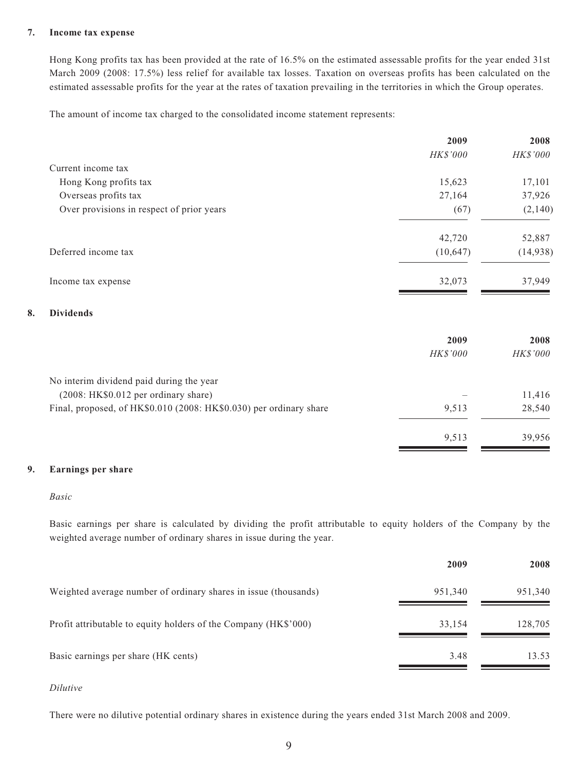## 7. Income tax expense

Hong Kong profits tax has been provided at the rate of 16.5% on the estimated assessable profits for the year ended 31st March 2009 (2008: 17.5%) less relief for available tax losses. Taxation on overseas profits has been calculated on the estimated assessable profits for the year at the rates of taxation prevailing in the territories in which the Group operates.

The amount of income tax charged to the consolidated income statement represents:

| | 2009 | 2008 |
|---|---|---|
| | *HK$'000* | *HK$'000* |
| Current income tax | | |
| Hong Kong profits tax | 15,623 | 17,101 |
| Overseas profits tax | 27,164 | 37,926 |
| Over provisions in respect of prior years | (67) | (2,140) |
| | 42,720 | 52,887 |
| Deferred income tax | (10,647) | (14,938) |
| Income tax expense | 32,073 | 37,949 |

## 8. Dividends

| | 2009 | 2008 |
|---|---|---|
| | *HK$'000* | *HK$'000* |
| No interim dividend paid during the year (2008: HK$0.012 per ordinary share) | – | 11,416 |
| Final, proposed, of HK$0.010 (2008: HK$0.030) per ordinary share | 9,513 | 28,540 |
| | 9,513 | 39,956 |

## 9. Earnings per share

*Basic*

Basic earnings per share is calculated by dividing the profit attributable to equity holders of the Company by the weighted average number of ordinary shares in issue during the year.

| | 2009 | 2008 |
|---|---|---|
| Weighted average number of ordinary shares in issue (thousands) | 951,340 | 951,340 |
| Profit attributable to equity holders of the Company (HK$'000) | 33,154 | 128,705 |
| Basic earnings per share (HK cents) | 3.48 | 13.53 |

*Dilutive*

There were no dilutive potential ordinary shares in existence during the years ended 31st March 2008 and 2009.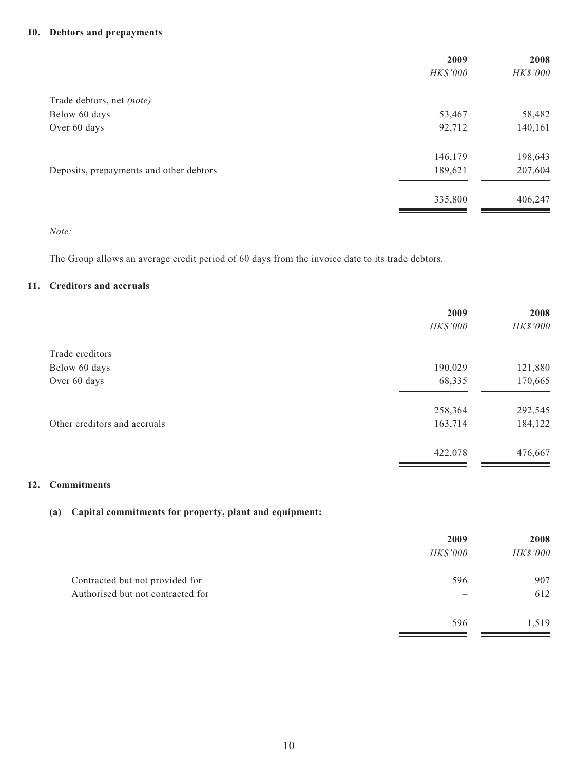## 10. Debtors and prepayments

| | 2009 | 2008 |
|---|---|---|
| | *HK$'000* | *HK$'000* |
| Trade debtors, net *(note)* | | |
| Below 60 days | 53,467 | 58,482 |
| Over 60 days | 92,712 | 140,161 |
| | 146,179 | 198,643 |
| Deposits, prepayments and other debtors | 189,621 | 207,604 |
| | 335,800 | 406,247 |

*Note:*

The Group allows an average credit period of 60 days from the invoice date to its trade debtors.

## 11. Creditors and accruals

| | 2009 | 2008 |
|---|---|---|
| | *HK$'000* | *HK$'000* |
| Trade creditors | | |
| Below 60 days | 190,029 | 121,880 |
| Over 60 days | 68,335 | 170,665 |
| | 258,364 | 292,545 |
| Other creditors and accruals | 163,714 | 184,122 |
| | 422,078 | 476,667 |

## 12. Commitments

### (a) Capital commitments for property, plant and equipment:

| | 2009 | 2008 |
|---|---|---|
| | *HK$'000* | *HK$'000* |
| Contracted but not provided for | 596 | 907 |
| Authorised but not contracted for | – | 612 |
| | 596 | 1,519 |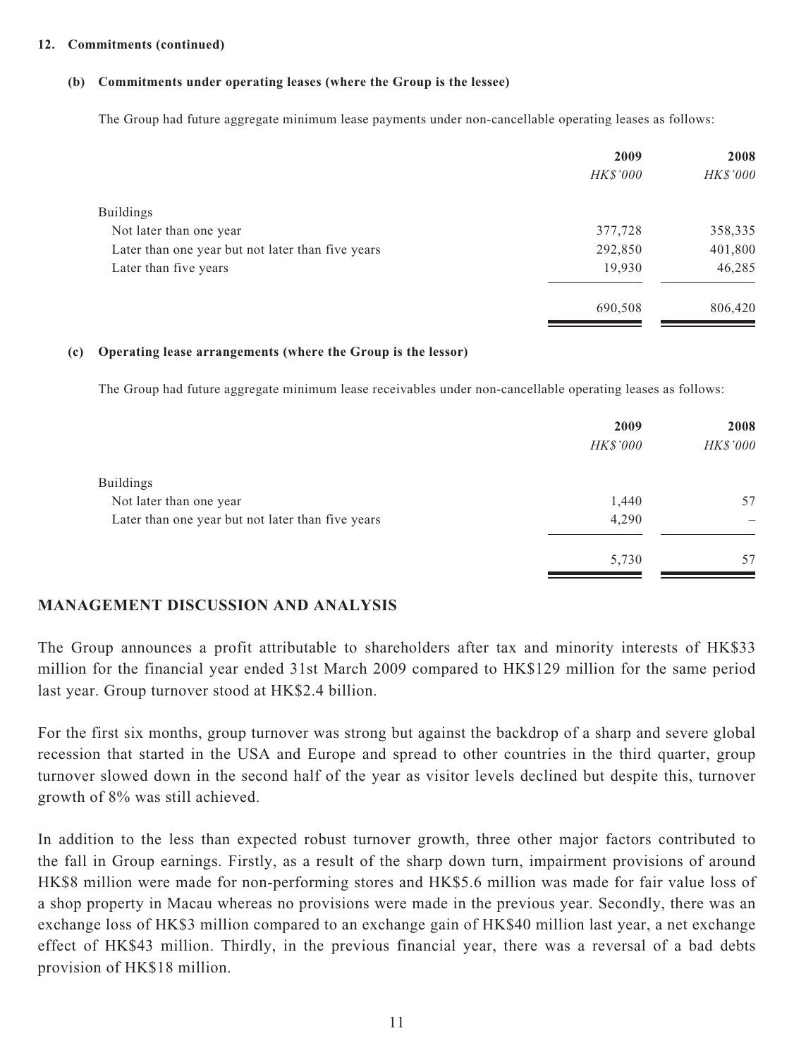**12. Commitments (continued)**

**(b) Commitments under operating leases (where the Group is the lessee)**

The Group had future aggregate minimum lease payments under non-cancellable operating leases as follows:

| | 2009 | 2008 |
|---|---|---|
| | *HK$'000* | *HK$'000* |
| Buildings | | |
| Not later than one year | 377,728 | 358,335 |
| Later than one year but not later than five years | 292,850 | 401,800 |
| Later than five years | 19,930 | 46,285 |
| | 690,508 | 806,420 |

**(c) Operating lease arrangements (where the Group is the lessor)**

The Group had future aggregate minimum lease receivables under non-cancellable operating leases as follows:

| | 2009 | 2008 |
|---|---|---|
| | *HK$'000* | *HK$'000* |
| Buildings | | |
| Not later than one year | 1,440 | 57 |
| Later than one year but not later than five years | 4,290 | – |
| | 5,730 | 57 |

## MANAGEMENT DISCUSSION AND ANALYSIS

The Group announces a profit attributable to shareholders after tax and minority interests of HK$33 million for the financial year ended 31st March 2009 compared to HK$129 million for the same period last year. Group turnover stood at HK$2.4 billion.

For the first six months, group turnover was strong but against the backdrop of a sharp and severe global recession that started in the USA and Europe and spread to other countries in the third quarter, group turnover slowed down in the second half of the year as visitor levels declined but despite this, turnover growth of 8% was still achieved.

In addition to the less than expected robust turnover growth, three other major factors contributed to the fall in Group earnings. Firstly, as a result of the sharp down turn, impairment provisions of around HK$8 million were made for non-performing stores and HK$5.6 million was made for fair value loss of a shop property in Macau whereas no provisions were made in the previous year. Secondly, there was an exchange loss of HK$3 million compared to an exchange gain of HK$40 million last year, a net exchange effect of HK$43 million. Thirdly, in the previous financial year, there was a reversal of a bad debts provision of HK$18 million.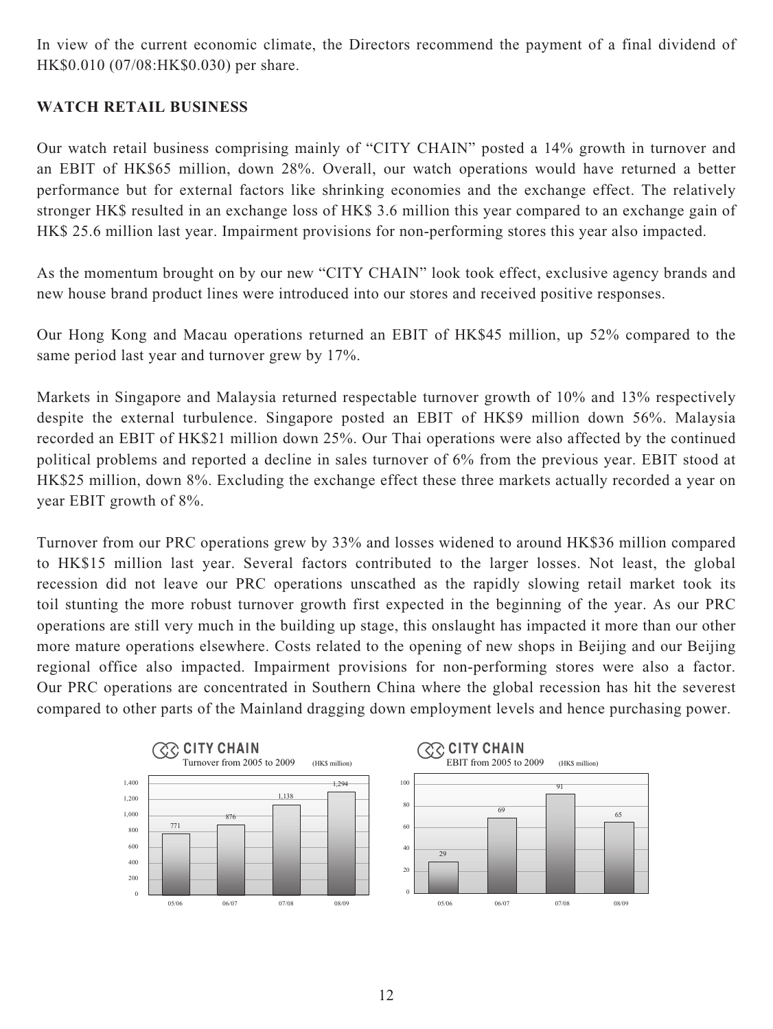In view of the current economic climate, the Directors recommend the payment of a final dividend of HK$0.010 (07/08:HK$0.030) per share.

## WATCH RETAIL BUSINESS

Our watch retail business comprising mainly of "CITY CHAIN" posted a 14% growth in turnover and an EBIT of HK$65 million, down 28%. Overall, our watch operations would have returned a better performance but for external factors like shrinking economies and the exchange effect. The relatively stronger HK$ resulted in an exchange loss of HK$ 3.6 million this year compared to an exchange gain of HK$ 25.6 million last year. Impairment provisions for non-performing stores this year also impacted.

As the momentum brought on by our new "CITY CHAIN" look took effect, exclusive agency brands and new house brand product lines were introduced into our stores and received positive responses.

Our Hong Kong and Macau operations returned an EBIT of HK$45 million, up 52% compared to the same period last year and turnover grew by 17%.

Markets in Singapore and Malaysia returned respectable turnover growth of 10% and 13% respectively despite the external turbulence. Singapore posted an EBIT of HK$9 million down 56%. Malaysia recorded an EBIT of HK$21 million down 25%. Our Thai operations were also affected by the continued political problems and reported a decline in sales turnover of 6% from the previous year. EBIT stood at HK$25 million, down 8%. Excluding the exchange effect these three markets actually recorded a year on year EBIT growth of 8%.

Turnover from our PRC operations grew by 33% and losses widened to around HK$36 million compared to HK$15 million last year. Several factors contributed to the larger losses. Not least, the global recession did not leave our PRC operations unscathed as the rapidly slowing retail market took its toil stunting the more robust turnover growth first expected in the beginning of the year. As our PRC operations are still very much in the building up stage, this onslaught has impacted it more than our other more mature operations elsewhere. Costs related to the opening of new shops in Beijing and our Beijing regional office also impacted. Impairment provisions for non-performing stores were also a factor. Our PRC operations are concentrated in Southern China where the global recession has hit the severest compared to other parts of the Mainland dragging down employment levels and hence purchasing power.

**CITY CHAIN** Turnover from 2005 to 2009 (HK$ million)

| 05/06 | 06/07 | 07/08 | 08/09 |
|---|---|---|---|
| 771 | 876 | 1,138 | 1,294 |

**CITY CHAIN** EBIT from 2005 to 2009 (HK$ million)

| 05/06 | 06/07 | 07/08 | 08/09 |
|---|---|---|---|
| 29 | 69 | 91 | 65 |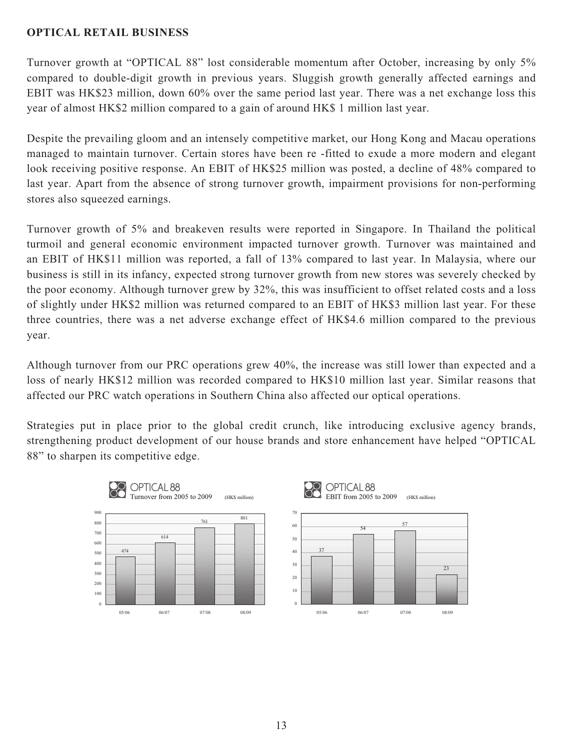**OPTICAL RETAIL BUSINESS**

Turnover growth at "OPTICAL 88" lost considerable momentum after October, increasing by only 5% compared to double-digit growth in previous years. Sluggish growth generally affected earnings and EBIT was HK$23 million, down 60% over the same period last year. There was a net exchange loss this year of almost HK$2 million compared to a gain of around HK$ 1 million last year.

Despite the prevailing gloom and an intensely competitive market, our Hong Kong and Macau operations managed to maintain turnover. Certain stores have been re -fitted to exude a more modern and elegant look receiving positive response. An EBIT of HK$25 million was posted, a decline of 48% compared to last year. Apart from the absence of strong turnover growth, impairment provisions for non-performing stores also squeezed earnings.

Turnover growth of 5% and breakeven results were reported in Singapore. In Thailand the political turmoil and general economic environment impacted turnover growth. Turnover was maintained and an EBIT of HK$11 million was reported, a fall of 13% compared to last year. In Malaysia, where our business is still in its infancy, expected strong turnover growth from new stores was severely checked by the poor economy. Although turnover grew by 32%, this was insufficient to offset related costs and a loss of slightly under HK$2 million was returned compared to an EBIT of HK$3 million last year. For these three countries, there was a net adverse exchange effect of HK$4.6 million compared to the previous year.

Although turnover from our PRC operations grew 40%, the increase was still lower than expected and a loss of nearly HK$12 million was recorded compared to HK$10 million last year. Similar reasons that affected our PRC watch operations in Southern China also affected our optical operations.

Strategies put in place prior to the global credit crunch, like introducing exclusive agency brands, strengthening product development of our house brands and store enhancement have helped "OPTICAL 88" to sharpen its competitive edge.

OPTICAL 88
Turnover from 2005 to 2009 (HK$ million)

| 05/06 | 06/07 | 07/08 | 08/09 |
|---|---|---|---|
| 474 | 614 | 761 | 801 |

OPTICAL 88
EBIT from 2005 to 2009 (HK$ million)

| 05/06 | 06/07 | 07/08 | 08/09 |
|---|---|---|---|
| 37 | 54 | 57 | 23 |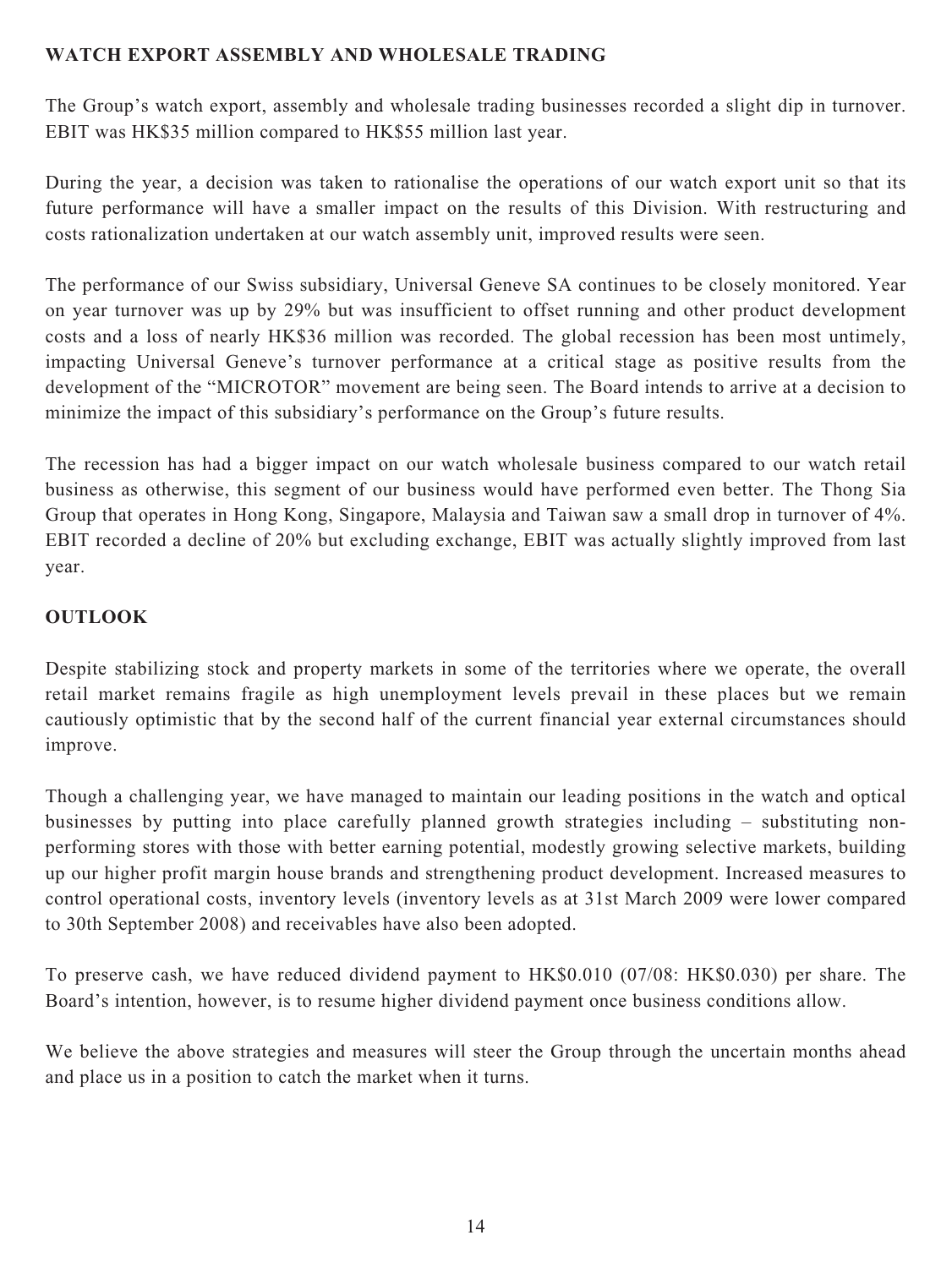## WATCH EXPORT ASSEMBLY AND WHOLESALE TRADING

The Group's watch export, assembly and wholesale trading businesses recorded a slight dip in turnover. EBIT was HK$35 million compared to HK$55 million last year.

During the year, a decision was taken to rationalise the operations of our watch export unit so that its future performance will have a smaller impact on the results of this Division. With restructuring and costs rationalization undertaken at our watch assembly unit, improved results were seen.

The performance of our Swiss subsidiary, Universal Geneve SA continues to be closely monitored. Year on year turnover was up by 29% but was insufficient to offset running and other product development costs and a loss of nearly HK$36 million was recorded. The global recession has been most untimely, impacting Universal Geneve's turnover performance at a critical stage as positive results from the development of the "MICROTOR" movement are being seen. The Board intends to arrive at a decision to minimize the impact of this subsidiary's performance on the Group's future results.

The recession has had a bigger impact on our watch wholesale business compared to our watch retail business as otherwise, this segment of our business would have performed even better. The Thong Sia Group that operates in Hong Kong, Singapore, Malaysia and Taiwan saw a small drop in turnover of 4%. EBIT recorded a decline of 20% but excluding exchange, EBIT was actually slightly improved from last year.

## OUTLOOK

Despite stabilizing stock and property markets in some of the territories where we operate, the overall retail market remains fragile as high unemployment levels prevail in these places but we remain cautiously optimistic that by the second half of the current financial year external circumstances should improve.

Though a challenging year, we have managed to maintain our leading positions in the watch and optical businesses by putting into place carefully planned growth strategies including – substituting non-performing stores with those with better earning potential, modestly growing selective markets, building up our higher profit margin house brands and strengthening product development. Increased measures to control operational costs, inventory levels (inventory levels as at 31st March 2009 were lower compared to 30th September 2008) and receivables have also been adopted.

To preserve cash, we have reduced dividend payment to HK$0.010 (07/08: HK$0.030) per share. The Board's intention, however, is to resume higher dividend payment once business conditions allow.

We believe the above strategies and measures will steer the Group through the uncertain months ahead and place us in a position to catch the market when it turns.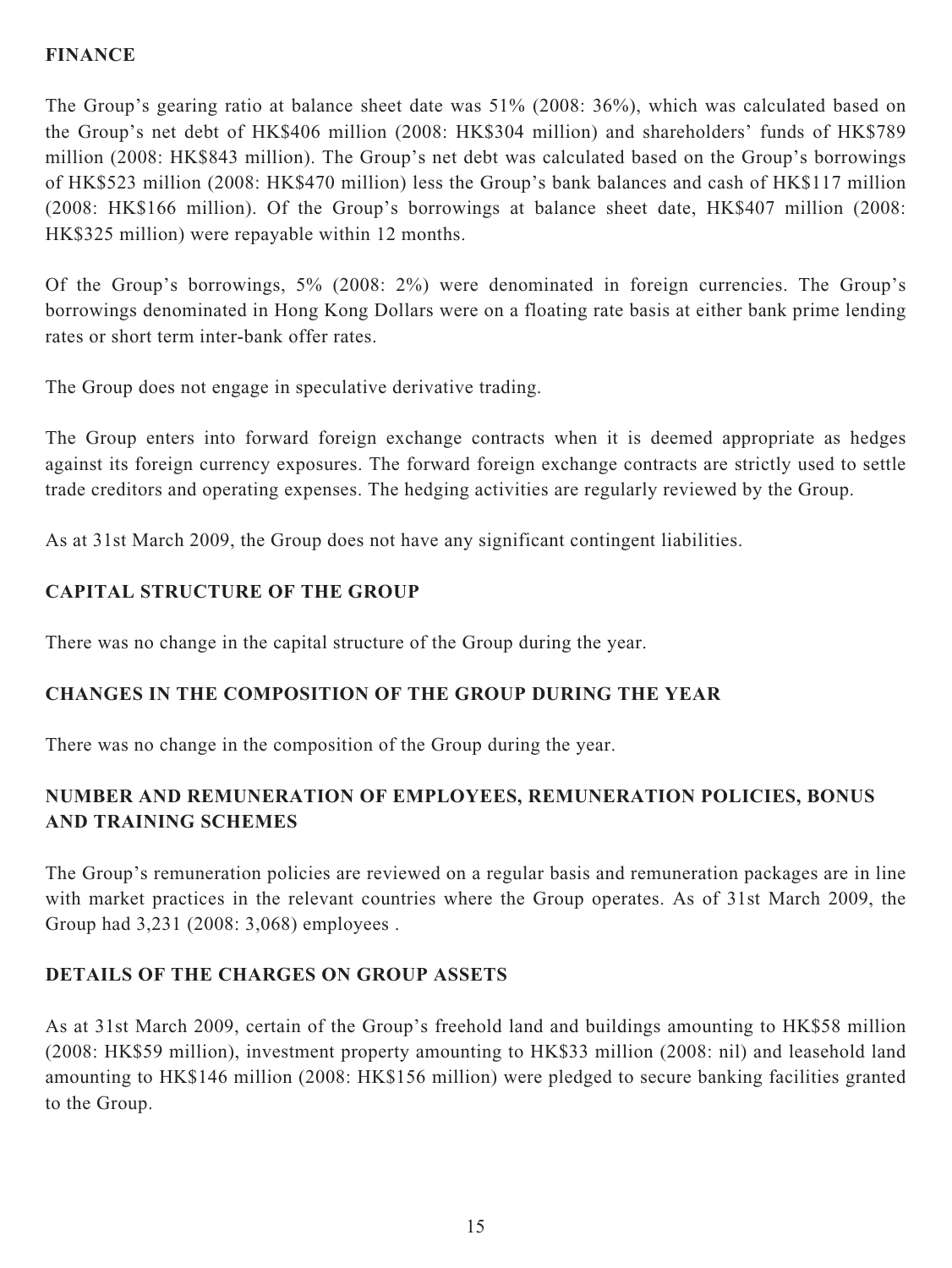## FINANCE

The Group's gearing ratio at balance sheet date was 51% (2008: 36%), which was calculated based on the Group's net debt of HK$406 million (2008: HK$304 million) and shareholders' funds of HK$789 million (2008: HK$843 million). The Group's net debt was calculated based on the Group's borrowings of HK$523 million (2008: HK$470 million) less the Group's bank balances and cash of HK$117 million (2008: HK$166 million). Of the Group's borrowings at balance sheet date, HK$407 million (2008: HK$325 million) were repayable within 12 months.

Of the Group's borrowings, 5% (2008: 2%) were denominated in foreign currencies. The Group's borrowings denominated in Hong Kong Dollars were on a floating rate basis at either bank prime lending rates or short term inter-bank offer rates.

The Group does not engage in speculative derivative trading.

The Group enters into forward foreign exchange contracts when it is deemed appropriate as hedges against its foreign currency exposures. The forward foreign exchange contracts are strictly used to settle trade creditors and operating expenses. The hedging activities are regularly reviewed by the Group.

As at 31st March 2009, the Group does not have any significant contingent liabilities.

## CAPITAL STRUCTURE OF THE GROUP

There was no change in the capital structure of the Group during the year.

## CHANGES IN THE COMPOSITION OF THE GROUP DURING THE YEAR

There was no change in the composition of the Group during the year.

## NUMBER AND REMUNERATION OF EMPLOYEES, REMUNERATION POLICIES, BONUS AND TRAINING SCHEMES

The Group's remuneration policies are reviewed on a regular basis and remuneration packages are in line with market practices in the relevant countries where the Group operates. As of 31st March 2009, the Group had 3,231 (2008: 3,068) employees .

## DETAILS OF THE CHARGES ON GROUP ASSETS

As at 31st March 2009, certain of the Group's freehold land and buildings amounting to HK$58 million (2008: HK$59 million), investment property amounting to HK$33 million (2008: nil) and leasehold land amounting to HK$146 million (2008: HK$156 million) were pledged to secure banking facilities granted to the Group.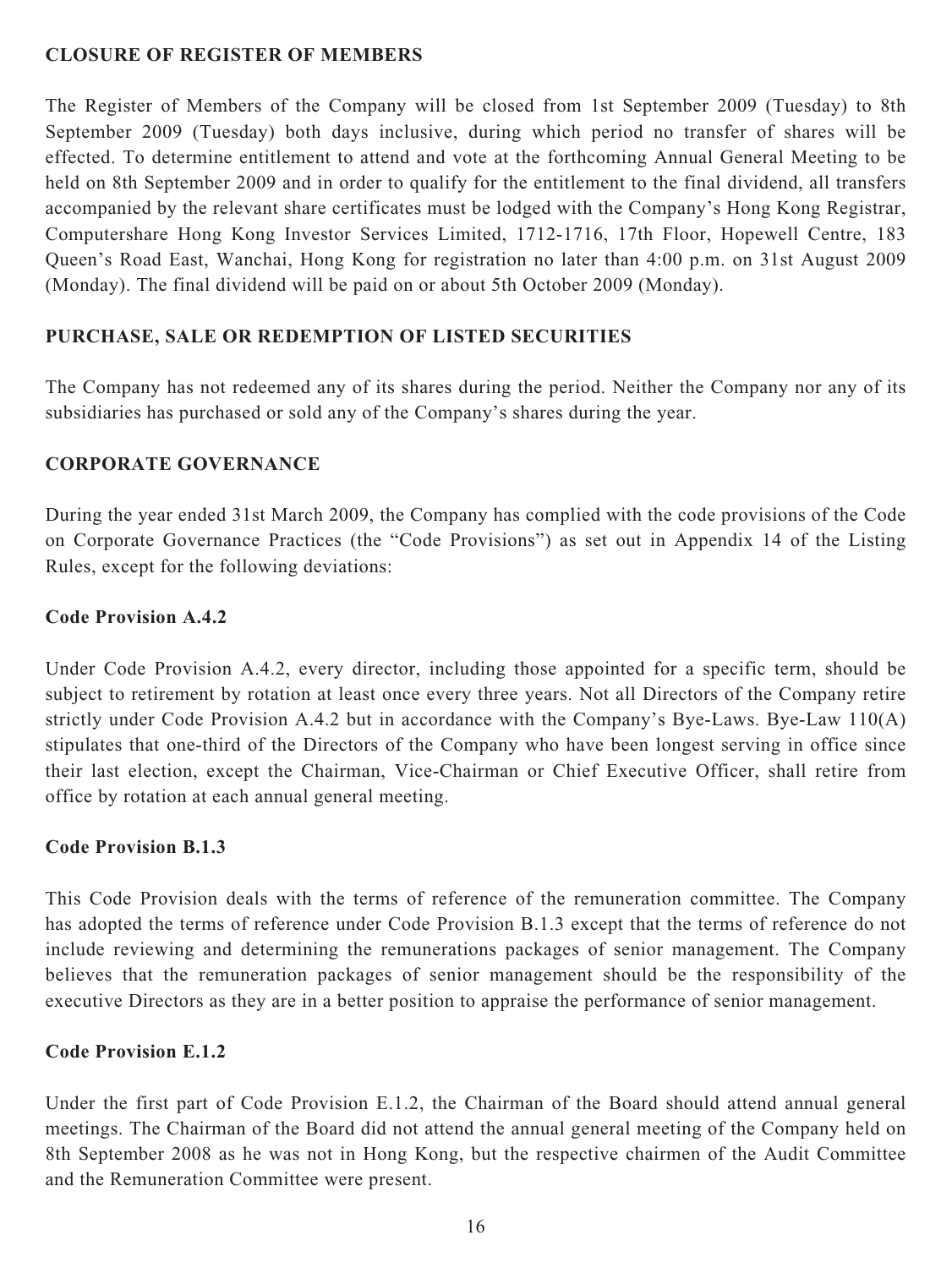## CLOSURE OF REGISTER OF MEMBERS

The Register of Members of the Company will be closed from 1st September 2009 (Tuesday) to 8th September 2009 (Tuesday) both days inclusive, during which period no transfer of shares will be effected. To determine entitlement to attend and vote at the forthcoming Annual General Meeting to be held on 8th September 2009 and in order to qualify for the entitlement to the final dividend, all transfers accompanied by the relevant share certificates must be lodged with the Company's Hong Kong Registrar, Computershare Hong Kong Investor Services Limited, 1712-1716, 17th Floor, Hopewell Centre, 183 Queen's Road East, Wanchai, Hong Kong for registration no later than 4:00 p.m. on 31st August 2009 (Monday). The final dividend will be paid on or about 5th October 2009 (Monday).

## PURCHASE, SALE OR REDEMPTION OF LISTED SECURITIES

The Company has not redeemed any of its shares during the period. Neither the Company nor any of its subsidiaries has purchased or sold any of the Company's shares during the year.

## CORPORATE GOVERNANCE

During the year ended 31st March 2009, the Company has complied with the code provisions of the Code on Corporate Governance Practices (the "Code Provisions") as set out in Appendix 14 of the Listing Rules, except for the following deviations:

### Code Provision A.4.2

Under Code Provision A.4.2, every director, including those appointed for a specific term, should be subject to retirement by rotation at least once every three years. Not all Directors of the Company retire strictly under Code Provision A.4.2 but in accordance with the Company's Bye-Laws. Bye-Law 110(A) stipulates that one-third of the Directors of the Company who have been longest serving in office since their last election, except the Chairman, Vice-Chairman or Chief Executive Officer, shall retire from office by rotation at each annual general meeting.

### Code Provision B.1.3

This Code Provision deals with the terms of reference of the remuneration committee. The Company has adopted the terms of reference under Code Provision B.1.3 except that the terms of reference do not include reviewing and determining the remunerations packages of senior management. The Company believes that the remuneration packages of senior management should be the responsibility of the executive Directors as they are in a better position to appraise the performance of senior management.

### Code Provision E.1.2

Under the first part of Code Provision E.1.2, the Chairman of the Board should attend annual general meetings. The Chairman of the Board did not attend the annual general meeting of the Company held on 8th September 2008 as he was not in Hong Kong, but the respective chairmen of the Audit Committee and the Remuneration Committee were present.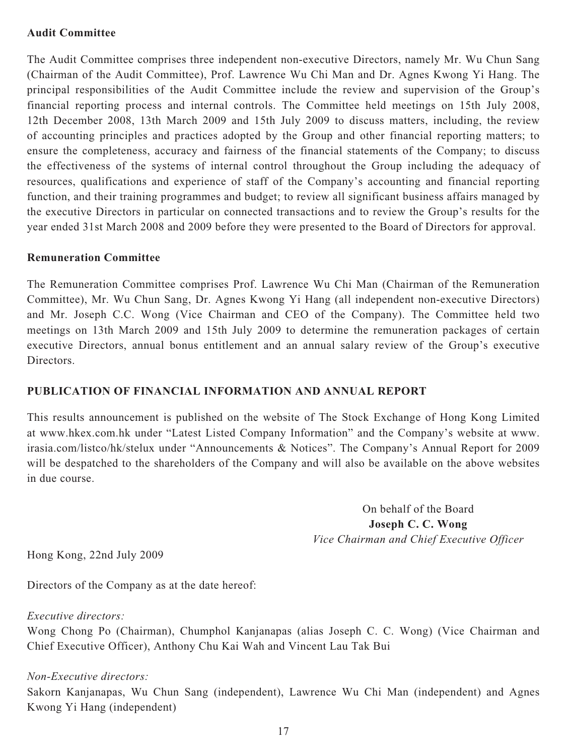**Audit Committee**

The Audit Committee comprises three independent non-executive Directors, namely Mr. Wu Chun Sang (Chairman of the Audit Committee), Prof. Lawrence Wu Chi Man and Dr. Agnes Kwong Yi Hang. The principal responsibilities of the Audit Committee include the review and supervision of the Group's financial reporting process and internal controls. The Committee held meetings on 15th July 2008, 12th December 2008, 13th March 2009 and 15th July 2009 to discuss matters, including, the review of accounting principles and practices adopted by the Group and other financial reporting matters; to ensure the completeness, accuracy and fairness of the financial statements of the Company; to discuss the effectiveness of the systems of internal control throughout the Group including the adequacy of resources, qualifications and experience of staff of the Company's accounting and financial reporting function, and their training programmes and budget; to review all significant business affairs managed by the executive Directors in particular on connected transactions and to review the Group's results for the year ended 31st March 2008 and 2009 before they were presented to the Board of Directors for approval.

**Remuneration Committee**

The Remuneration Committee comprises Prof. Lawrence Wu Chi Man (Chairman of the Remuneration Committee), Mr. Wu Chun Sang, Dr. Agnes Kwong Yi Hang (all independent non-executive Directors) and Mr. Joseph C.C. Wong (Vice Chairman and CEO of the Company). The Committee held two meetings on 13th March 2009 and 15th July 2009 to determine the remuneration packages of certain executive Directors, annual bonus entitlement and an annual salary review of the Group's executive Directors.

## PUBLICATION OF FINANCIAL INFORMATION AND ANNUAL REPORT

This results announcement is published on the website of The Stock Exchange of Hong Kong Limited at www.hkex.com.hk under "Latest Listed Company Information" and the Company's website at www.irasia.com/listco/hk/stelux under "Announcements & Notices". The Company's Annual Report for 2009 will be despatched to the shareholders of the Company and will also be available on the above websites in due course.

On behalf of the Board
**Joseph C. C. Wong**
*Vice Chairman and Chief Executive Officer*

Hong Kong, 22nd July 2009

Directors of the Company as at the date hereof:

*Executive directors:*
Wong Chong Po (Chairman), Chumphol Kanjanapas (alias Joseph C. C. Wong) (Vice Chairman and Chief Executive Officer), Anthony Chu Kai Wah and Vincent Lau Tak Bui

*Non-Executive directors:*
Sakorn Kanjanapas, Wu Chun Sang (independent), Lawrence Wu Chi Man (independent) and Agnes Kwong Yi Hang (independent)